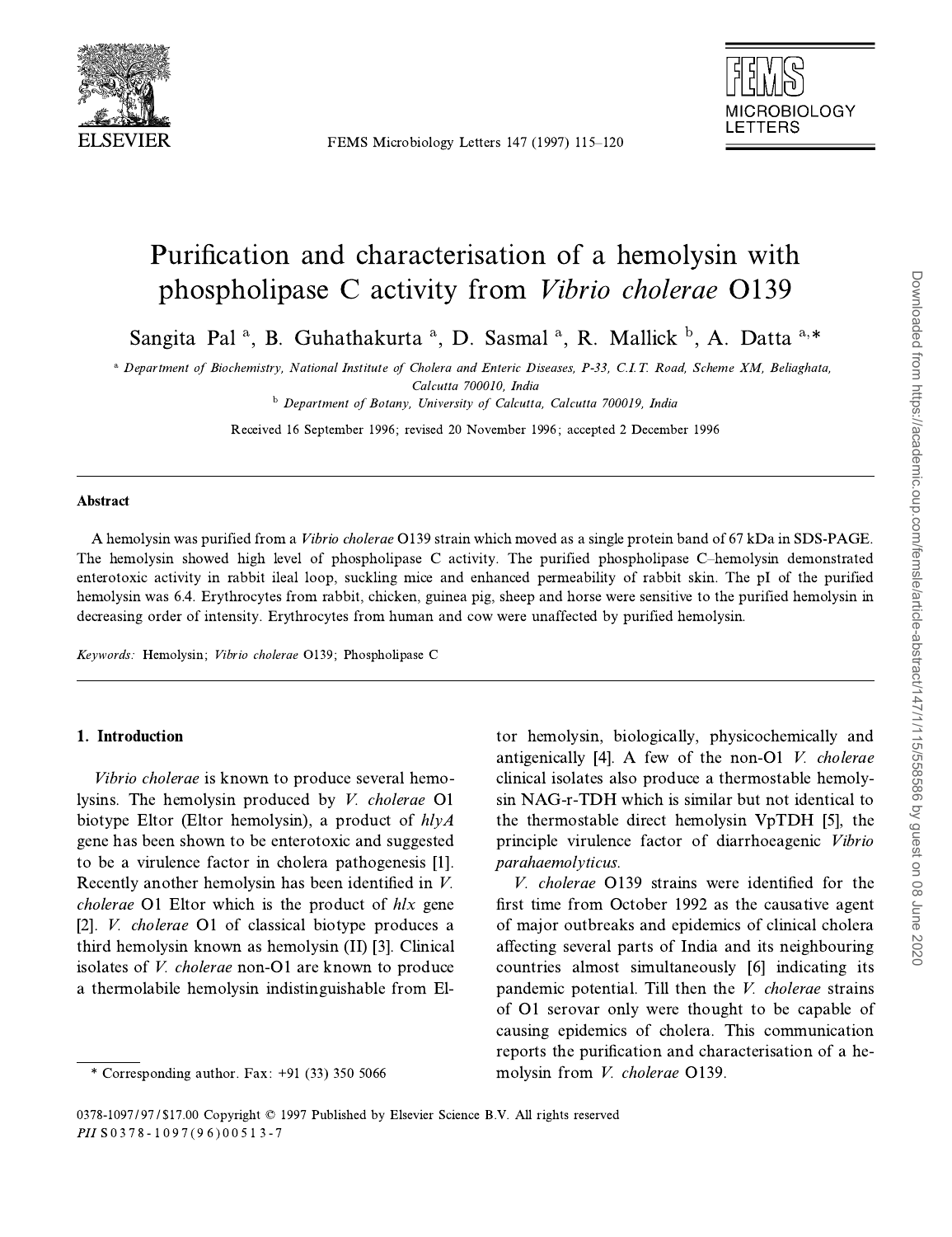# Purification and characterisation of a hemolysin with phospholipase C activity from *Vibrio cholerae* O139

Sangita Pal [a], B. Guhathakurta [a], D. Sasmal [a], R. Mallick [b], A. Datta [a,*]

[a] Department of Biochemistry, National Institute of Cholera and Enteric Diseases, P-33, C.I.T. Road, Scheme XM, Beliaghata, Calcutta 700010, India

[b] Department of Botany, University of Calcutta, Calcutta 700019, India

Received 16 September 1996; revised 20 November 1996; accepted 2 December 1996

## Abstract

A hemolysin was purified from a *Vibrio cholerae* O139 strain which moved as a single protein band of 67 kDa in SDS-PAGE. The hemolysin showed high level of phospholipase C activity. The purified phospholipase C–hemolysin demonstrated enterotoxic activity in rabbit ileal loop, suckling mice and enhanced permeability of rabbit skin. The pI of the purified hemolysin was 6.4. Erythrocytes from rabbit, chicken, guinea pig, sheep and horse were sensitive to the purified hemolysin in decreasing order of intensity. Erythrocytes from human and cow were unaffected by purified hemolysin.

*Keywords:* Hemolysin; *Vibrio cholerae* O139; Phospholipase C

## 1. Introduction

*Vibrio cholerae* is known to produce several hemolysins. The hemolysin produced by *V. cholerae* O1 biotype Eltor (Eltor hemolysin), a product of *hlyA* gene has been shown to be enterotoxic and suggested to be a virulence factor in cholera pathogenesis [1]. Recently another hemolysin has been identified in *V. cholerae* O1 Eltor which is the product of *hlx* gene [2]. *V. cholerae* O1 of classical biotype produces a third hemolysin known as hemolysin (II) [3]. Clinical isolates of *V. cholerae* non-O1 are known to produce a thermolabile hemolysin indistinguishable from Eltor hemolysin, biologically, physicochemically and antigenically [4]. A few of the non-O1 *V. cholerae* clinical isolates also produce a thermostable hemolysin NAG-r-TDH which is similar but not identical to the thermostable direct hemolysin VpTDH [5], the principle virulence factor of diarrhoeagenic *Vibrio parahaemolyticus*.

*V. cholerae* O139 strains were identified for the first time from October 1992 as the causative agent of major outbreaks and epidemics of clinical cholera affecting several parts of India and its neighbouring countries almost simultaneously [6] indicating its pandemic potential. Till then the *V. cholerae* strains of O1 serovar only were thought to be capable of causing epidemics of cholera. This communication reports the purification and characterisation of a hemolysin from *V. cholerae* O139.

\* Corresponding author. Fax: +91 (33) 350 5066

0378-1097/97/$17.00 Copyright © 1997 Published by Elsevier Science B.V. All rights reserved
*PII* S0378-1097(96)00513-7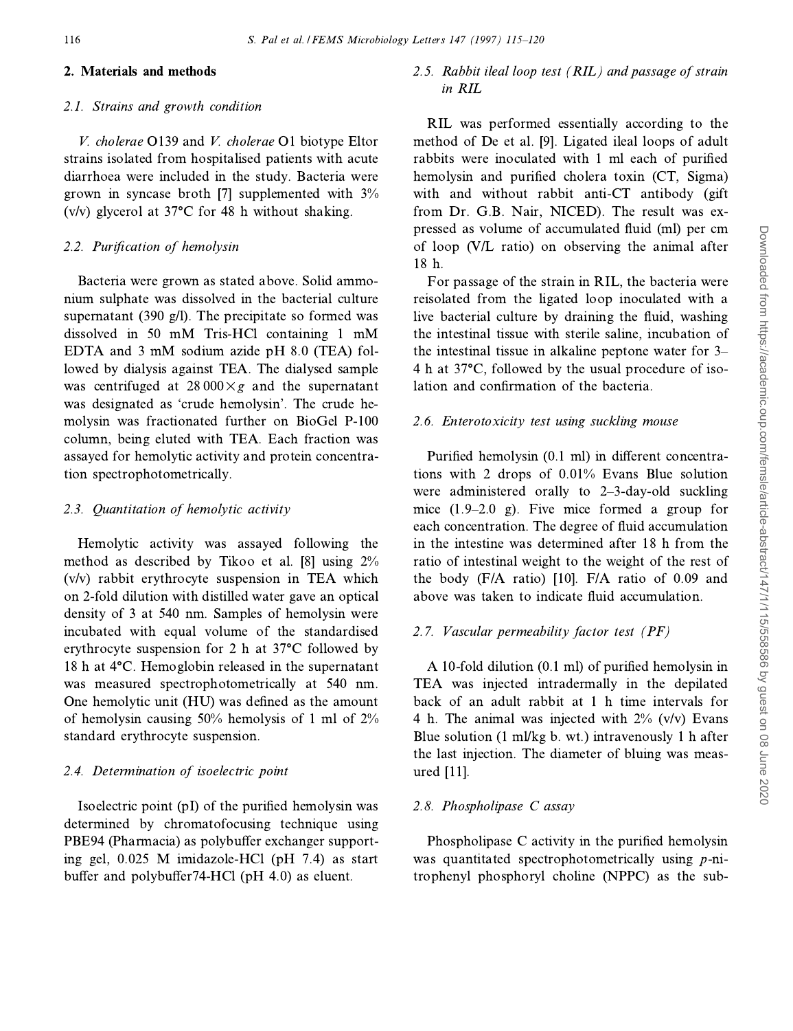## 2. Materials and methods

### 2.1. Strains and growth condition

*V. cholerae* O139 and *V. cholerae* O1 biotype Eltor strains isolated from hospitalised patients with acute diarrhoea were included in the study. Bacteria were grown in syncase broth [7] supplemented with 3% (v/v) glycerol at 37°C for 48 h without shaking.

### 2.2. Purification of hemolysin

Bacteria were grown as stated above. Solid ammonium sulphate was dissolved in the bacterial culture supernatant (390 g/l). The precipitate so formed was dissolved in 50 mM Tris-HCl containing 1 mM EDTA and 3 mM sodium azide pH 8.0 (TEA) followed by dialysis against TEA. The dialysed sample was centrifuged at $28\,000\times g$ and the supernatant was designated as 'crude hemolysin'. The crude hemolysin was fractionated further on BioGel P-100 column, being eluted with TEA. Each fraction was assayed for hemolytic activity and protein concentration spectrophotometrically.

### 2.3. Quantitation of hemolytic activity

Hemolytic activity was assayed following the method as described by Tikoo et al. [8] using 2% (v/v) rabbit erythrocyte suspension in TEA which on 2-fold dilution with distilled water gave an optical density of 3 at 540 nm. Samples of hemolysin were incubated with equal volume of the standardised erythrocyte suspension for 2 h at 37°C followed by 18 h at 4°C. Hemoglobin released in the supernatant was measured spectrophotometrically at 540 nm. One hemolytic unit (HU) was defined as the amount of hemolysin causing 50% hemolysis of 1 ml of 2% standard erythrocyte suspension.

### 2.4. Determination of isoelectric point

Isoelectric point (pI) of the purified hemolysin was determined by chromatofocusing technique using PBE94 (Pharmacia) as polybuffer exchanger supporting gel, 0.025 M imidazole-HCl (pH 7.4) as start buffer and polybuffer74-HCl (pH 4.0) as eluent.

### 2.5. Rabbit ileal loop test (RIL) and passage of strain in RIL

RIL was performed essentially according to the method of De et al. [9]. Ligated ileal loops of adult rabbits were inoculated with 1 ml each of purified hemolysin and purified cholera toxin (CT, Sigma) with and without rabbit anti-CT antibody (gift from Dr. G.B. Nair, NICED). The result was expressed as volume of accumulated fluid (ml) per cm of loop (V/L ratio) on observing the animal after 18 h.

For passage of the strain in RIL, the bacteria were reisolated from the ligated loop inoculated with a live bacterial culture by draining the fluid, washing the intestinal tissue with sterile saline, incubation of the intestinal tissue in alkaline peptone water for 3–4 h at 37°C, followed by the usual procedure of isolation and confirmation of the bacteria.

### 2.6. Enterotoxicity test using suckling mouse

Purified hemolysin (0.1 ml) in different concentrations with 2 drops of 0.01% Evans Blue solution were administered orally to 2–3-day-old suckling mice (1.9–2.0 g). Five mice formed a group for each concentration. The degree of fluid accumulation in the intestine was determined after 18 h from the ratio of intestinal weight to the weight of the rest of the body (F/A ratio) [10]. F/A ratio of 0.09 and above was taken to indicate fluid accumulation.

### 2.7. Vascular permeability factor test (PF)

A 10-fold dilution (0.1 ml) of purified hemolysin in TEA was injected intradermally in the depilated back of an adult rabbit at 1 h time intervals for 4 h. The animal was injected with 2% (v/v) Evans Blue solution (1 ml/kg b. wt.) intravenously 1 h after the last injection. The diameter of bluing was measured [11].

### 2.8. Phospholipase C assay

Phospholipase C activity in the purified hemolysin was quantitated spectrophotometrically using *p*-nitrophenyl phosphoryl choline (NPPC) as the sub-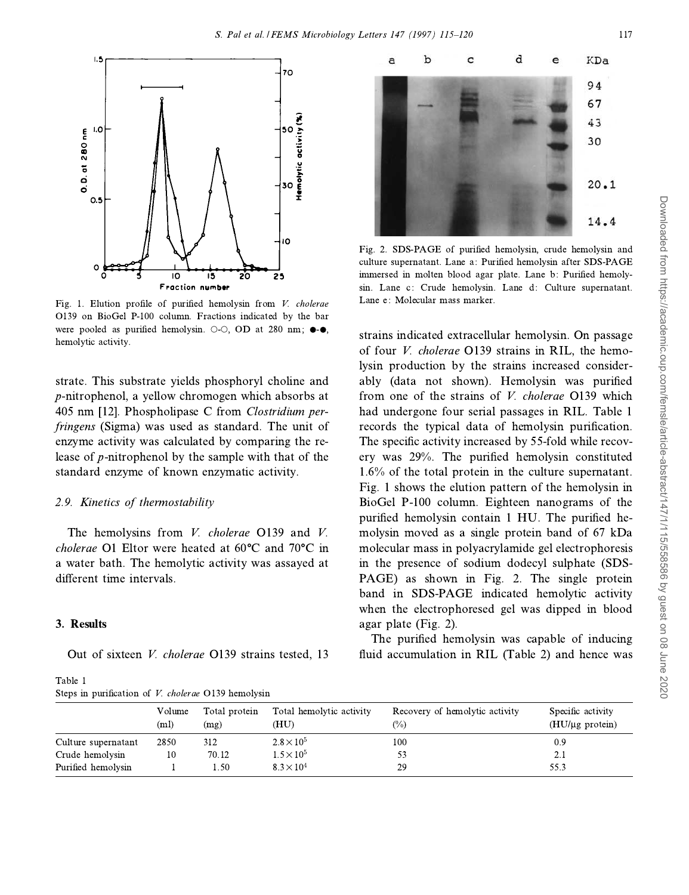Fig. 1. Elution profile of purified hemolysin from *V. cholerae* O139 on BioGel P-100 column. Fractions indicated by the bar were pooled as purified hemolysin. ○-○, OD at 280 nm; ●-●, hemolytic activity.

Fig. 2. SDS-PAGE of purified hemolysin, crude hemolysin and culture supernatant. Lane a: Purified hemolysin after SDS-PAGE immersed in molten blood agar plate. Lane b: Purified hemolysin. Lane c: Crude hemolysin. Lane d: Culture supernatant. Lane e: Molecular mass marker.

strate. This substrate yields phosphoryl choline and *p*-nitrophenol, a yellow chromogen which absorbs at 405 nm [12]. Phospholipase C from *Clostridium perfringens* (Sigma) was used as standard. The unit of enzyme activity was calculated by comparing the release of *p*-nitrophenol by the sample with that of the standard enzyme of known enzymatic activity.

### 2.9. Kinetics of thermostability

The hemolysins from *V. cholerae* O139 and *V. cholerae* O1 Eltor were heated at 60°C and 70°C in a water bath. The hemolytic activity was assayed at different time intervals.

## 3. Results

Out of sixteen *V. cholerae* O139 strains tested, 13 strains indicated extracellular hemolysin. On passage of four *V. cholerae* O139 strains in RIL, the hemolysin production by the strains increased considerably (data not shown). Hemolysin was purified from one of the strains of *V. cholerae* O139 which had undergone four serial passages in RIL. Table 1 records the typical data of hemolysin purification. The specific activity increased by 55-fold while recovery was 29%. The purified hemolysin constituted 1.6% of the total protein in the culture supernatant. Fig. 1 shows the elution pattern of the hemolysin in BioGel P-100 column. Eighteen nanograms of the purified hemolysin contain 1 HU. The purified hemolysin moved as a single protein band of 67 kDa molecular mass in polyacrylamide gel electrophoresis in the presence of sodium dodecyl sulphate (SDS-PAGE) as shown in Fig. 2. The single protein band in SDS-PAGE indicated hemolytic activity when the electrophoresed gel was dipped in blood agar plate (Fig. 2).

The purified hemolysin was capable of inducing fluid accumulation in RIL (Table 2) and hence was

Table 1
Steps in purification of *V. cholerae* O139 hemolysin

| | Volume (ml) | Total protein (mg) | Total hemolytic activity (HU) | Recovery of hemolytic activity (%) | Specific activity (HU/μg protein) |
|---|---|---|---|---|---|
| Culture supernatant | 2850 | 312 | $2.8\times10^5$ | 100 | 0.9 |
| Crude hemolysin | 10 | 70.12 | $1.5\times10^5$ | 53 | 2.1 |
| Purified hemolysin | 1 | 1.50 | $8.3\times10^4$ | 29 | 55.3 |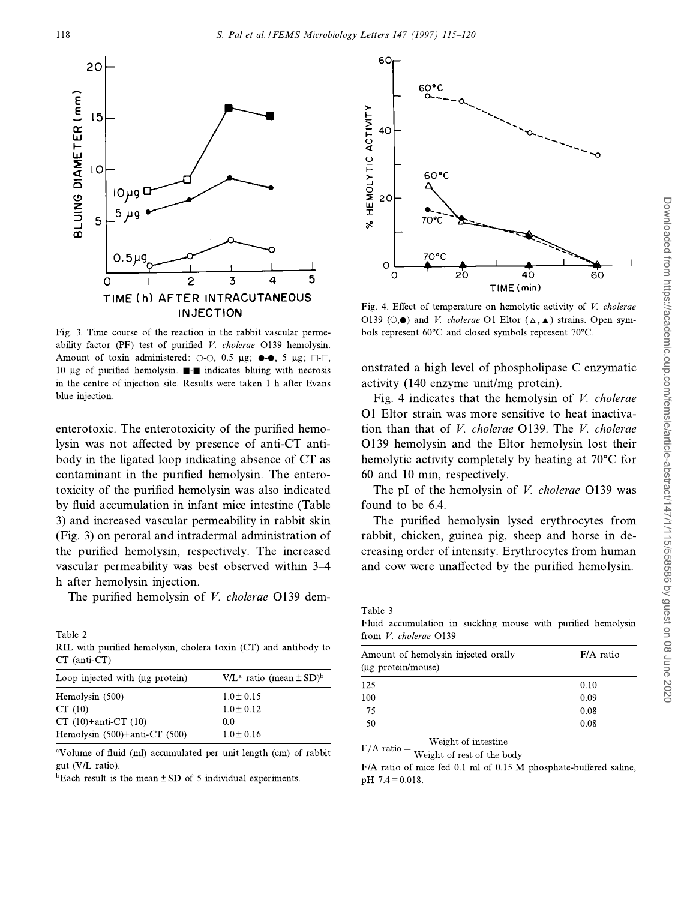Fig. 3. Time course of the reaction in the rabbit vascular permeability factor (PF) test of purified *V. cholerae* O139 hemolysin. Amount of toxin administered: ○-○, 0.5 μg; ●-●, 5 μg; □-□, 10 μg of purified hemolysin. ■-■ indicates bluing with necrosis in the centre of injection site. Results were taken 1 h after Evans blue injection.

enterotoxic. The enterotoxicity of the purified hemolysin was not affected by presence of anti-CT antibody in the ligated loop indicating absence of CT as contaminant in the purified hemolysin. The enterotoxicity of the purified hemolysin was also indicated by fluid accumulation in infant mice intestine (Table 3) and increased vascular permeability in rabbit skin (Fig. 3) on peroral and intradermal administration of the purified hemolysin, respectively. The increased vascular permeability was best observed within 3–4 h after hemolysin injection.

The purified hemolysin of *V. cholerae* O139 demonstrated a high level of phospholipase C enzymatic activity (140 enzyme unit/mg protein).

Fig. 4 indicates that the hemolysin of *V. cholerae* O1 Eltor strain was more sensitive to heat inactivation than that of *V. cholerae* O139. The *V. cholerae* O139 hemolysin and the Eltor hemolysin lost their hemolytic activity completely by heating at 70°C for 60 and 10 min, respectively.

The pI of the hemolysin of *V. cholerae* O139 was found to be 6.4.

The purified hemolysin lysed erythrocytes from rabbit, chicken, guinea pig, sheep and horse in decreasing order of intensity. Erythrocytes from human and cow were unaffected by the purified hemolysin.

Fig. 4. Effect of temperature on hemolytic activity of *V. cholerae* O139 (○,●) and *V. cholerae* O1 Eltor (△,▲) strains. Open symbols represent 60°C and closed symbols represent 70°C.

Table 2
RIL with purified hemolysin, cholera toxin (CT) and antibody to CT (anti-CT)

| Loop injected with (μg protein) | V/L[a] ratio (mean ± SD)[b] |
|---|---|
| Hemolysin (500) | 1.0 ± 0.15 |
| CT (10) | 1.0 ± 0.12 |
| CT (10)+anti-CT (10) | 0.0 |
| Hemolysin (500)+anti-CT (500) | 1.0 ± 0.16 |

[a]Volume of fluid (ml) accumulated per unit length (cm) of rabbit gut (V/L ratio).

[b]Each result is the mean ± SD of 5 individual experiments.

Table 3
Fluid accumulation in suckling mouse with purified hemolysin from *V. cholerae* O139

| Amount of hemolysin injected orally (μg protein/mouse) | F/A ratio |
|---|---|
| 125 | 0.10 |
| 100 | 0.09 |
| 75 | 0.08 |
| 50 | 0.08 |

$$\text{F/A ratio} = \frac{\text{Weight of intestine}}{\text{Weight of rest of the body}}$$

F/A ratio of mice fed 0.1 ml of 0.15 M phosphate-buffered saline, pH 7.4 = 0.018.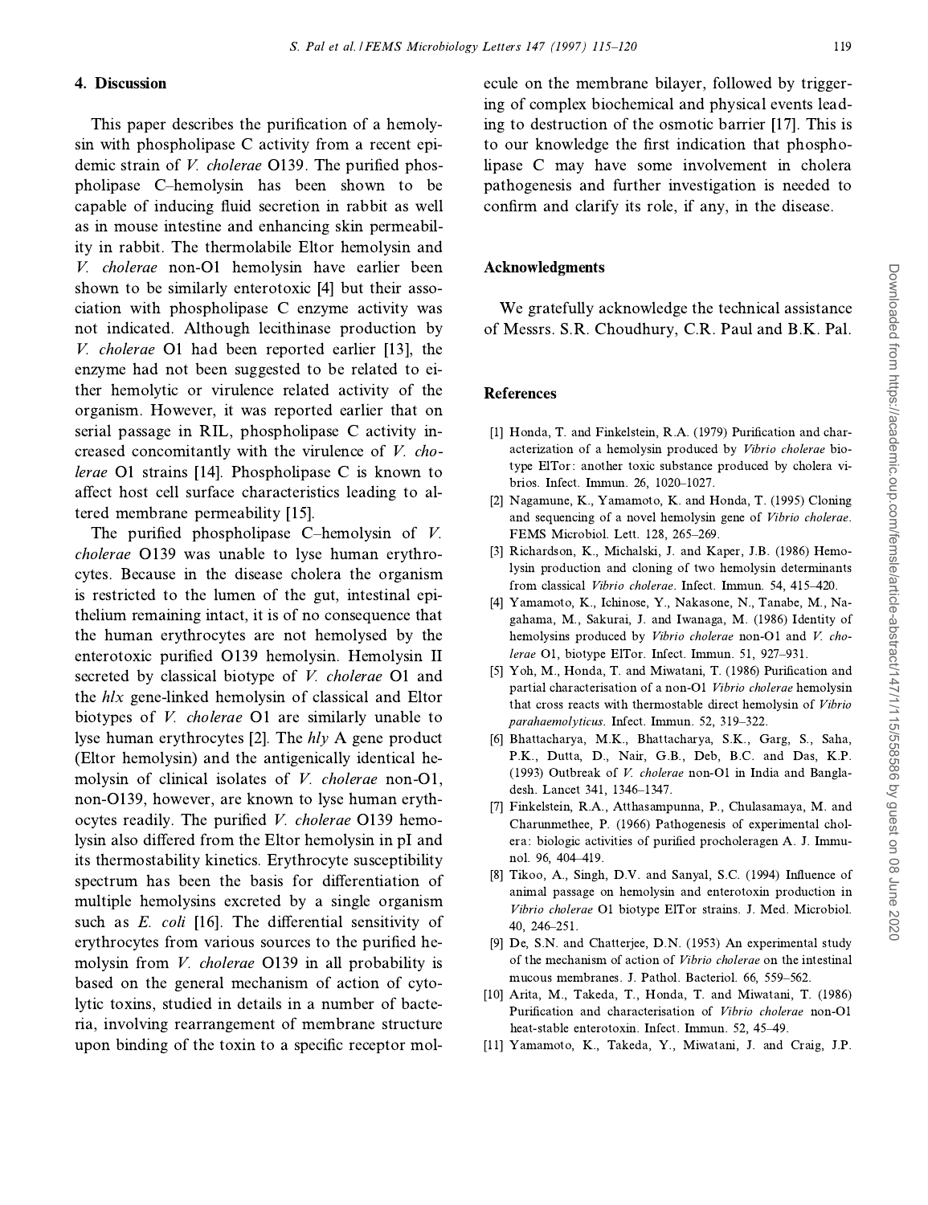## 4. Discussion

This paper describes the purification of a hemolysin with phospholipase C activity from a recent epidemic strain of *V. cholerae* O139. The purified phospholipase C–hemolysin has been shown to be capable of inducing fluid secretion in rabbit as well as in mouse intestine and enhancing skin permeability in rabbit. The thermolabile Eltor hemolysin and *V. cholerae* non-O1 hemolysin have earlier been shown to be similarly enterotoxic [4] but their association with phospholipase C enzyme activity was not indicated. Although lecithinase production by *V. cholerae* O1 had been reported earlier [13], the enzyme had not been suggested to be related to either hemolytic or virulence related activity of the organism. However, it was reported earlier that on serial passage in RIL, phospholipase C activity increased concomitantly with the virulence of *V. cholerae* O1 strains [14]. Phospholipase C is known to affect host cell surface characteristics leading to altered membrane permeability [15].

The purified phospholipase C–hemolysin of *V. cholerae* O139 was unable to lyse human erythrocytes. Because in the disease cholera the organism is restricted to the lumen of the gut, intestinal epithelium remaining intact, it is of no consequence that the human erythrocytes are not hemolysed by the enterotoxic purified O139 hemolysin. Hemolysin II secreted by classical biotype of *V. cholerae* O1 and the *hlx* gene-linked hemolysin of classical and Eltor biotypes of *V. cholerae* O1 are similarly unable to lyse human erythrocytes [2]. The *hly* A gene product (Eltor hemolysin) and the antigenically identical hemolysin of clinical isolates of *V. cholerae* non-O1, non-O139, however, are known to lyse human erythrocytes readily. The purified *V. cholerae* O139 hemolysin also differed from the Eltor hemolysin in pI and its thermostability kinetics. Erythrocyte susceptibility spectrum has been the basis for differentiation of multiple hemolysins excreted by a single organism such as *E. coli* [16]. The differential sensitivity of erythrocytes from various sources to the purified hemolysin from *V. cholerae* O139 in all probability is based on the general mechanism of action of cytolytic toxins, studied in details in a number of bacteria, involving rearrangement of membrane structure upon binding of the toxin to a specific receptor molecule on the membrane bilayer, followed by triggering of complex biochemical and physical events leading to destruction of the osmotic barrier [17]. This is to our knowledge the first indication that phospholipase C may have some involvement in cholera pathogenesis and further investigation is needed to confirm and clarify its role, if any, in the disease.

## Acknowledgments

We gratefully acknowledge the technical assistance of Messrs. S.R. Choudhury, C.R. Paul and B.K. Pal.

## References

[1] Honda, T. and Finkelstein, R.A. (1979) Purification and characterization of a hemolysin produced by *Vibrio cholerae* biotype ElTor: another toxic substance produced by cholera vibrios. Infect. Immun. 26, 1020–1027.

[2] Nagamune, K., Yamamoto, K. and Honda, T. (1995) Cloning and sequencing of a novel hemolysin gene of *Vibrio cholerae*. FEMS Microbiol. Lett. 128, 265–269.

[3] Richardson, K., Michalski, J. and Kaper, J.B. (1986) Hemolysin production and cloning of two hemolysin determinants from classical *Vibrio cholerae*. Infect. Immun. 54, 415–420.

[4] Yamamoto, K., Ichinose, Y., Nakasone, N., Tanabe, M., Nagahama, M., Sakurai, J. and Iwanaga, M. (1986) Identity of hemolysins produced by *Vibrio cholerae* non-O1 and *V. cholerae* O1, biotype ElTor. Infect. Immun. 51, 927–931.

[5] Yoh, M., Honda, T. and Miwatani, T. (1986) Purification and partial characterisation of a non-O1 *Vibrio cholerae* hemolysin that cross reacts with thermostable direct hemolysin of *Vibrio parahaemolyticus*. Infect. Immun. 52, 319–322.

[6] Bhattacharya, M.K., Bhattacharya, S.K., Garg, S., Saha, P.K., Dutta, D., Nair, G.B., Deb, B.C. and Das, K.P. (1993) Outbreak of *V. cholerae* non-O1 in India and Bangladesh. Lancet 341, 1346–1347.

[7] Finkelstein, R.A., Atthasampunna, P., Chulasamaya, M. and Charunmethee, P. (1966) Pathogenesis of experimental cholera: biologic activities of purified procholeragen A. J. Immunol. 96, 404–419.

[8] Tikoo, A., Singh, D.V. and Sanyal, S.C. (1994) Influence of animal passage on hemolysin and enterotoxin production in *Vibrio cholerae* O1 biotype ElTor strains. J. Med. Microbiol. 40, 246–251.

[9] De, S.N. and Chatterjee, D.N. (1953) An experimental study of the mechanism of action of *Vibrio cholerae* on the intestinal mucous membranes. J. Pathol. Bacteriol. 66, 559–562.

[10] Arita, M., Takeda, T., Honda, T. and Miwatani, T. (1986) Purification and characterisation of *Vibrio cholerae* non-O1 heat-stable enterotoxin. Infect. Immun. 52, 45–49.

[11] Yamamoto, K., Takeda, Y., Miwatani, J. and Craig, J.P.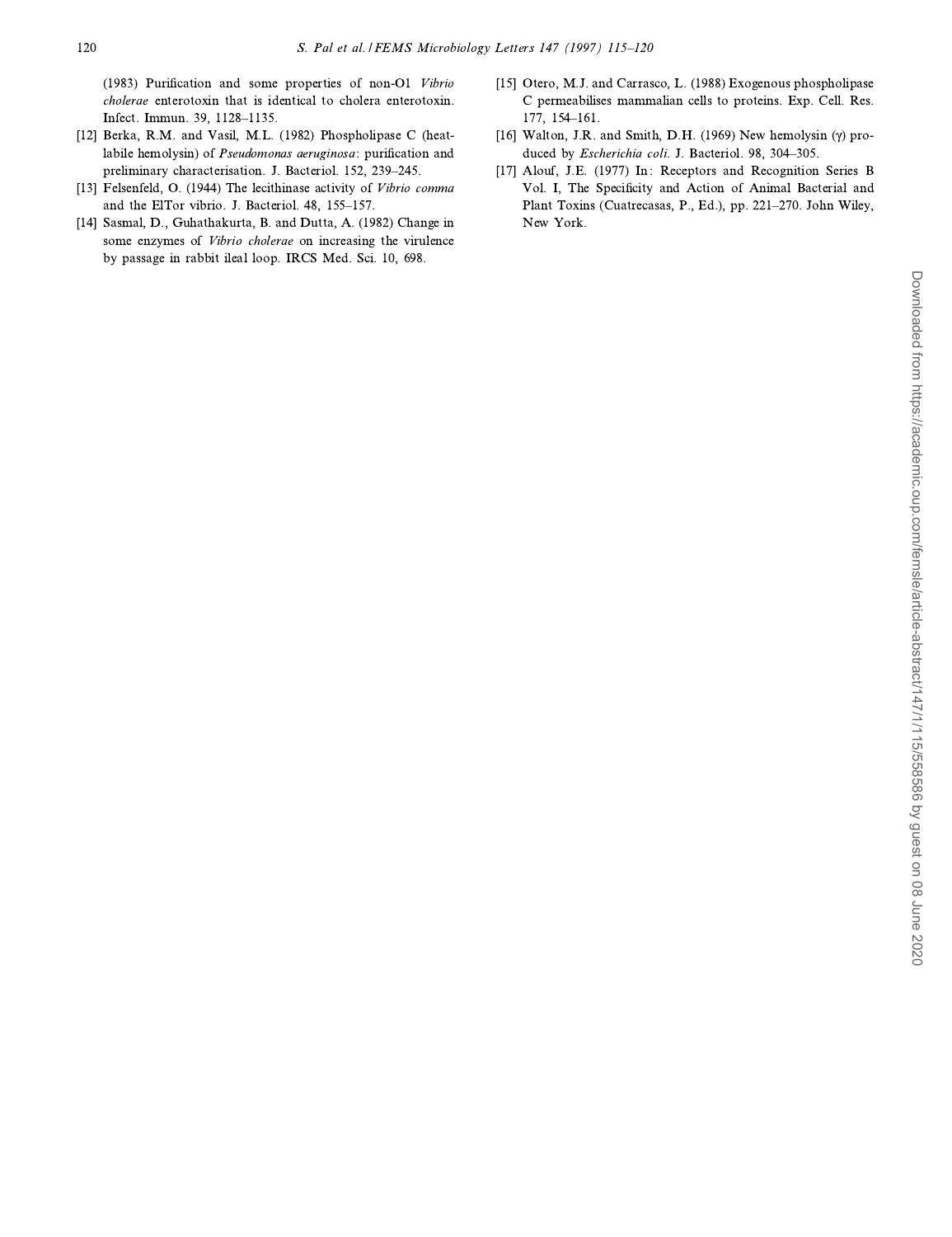(1983) Purification and some properties of non-O1 *Vibrio cholerae* enterotoxin that is identical to cholera enterotoxin. Infect. Immun. 39, 1128–1135.

[12] Berka, R.M. and Vasil, M.L. (1982) Phospholipase C (heat-labile hemolysin) of *Pseudomonas aeruginosa*: purification and preliminary characterisation. J. Bacteriol. 152, 239–245.

[13] Felsenfeld, O. (1944) The lecithinase activity of *Vibrio comma* and the ElTor vibrio. J. Bacteriol. 48, 155–157.

[14] Sasmal, D., Guhathakurta, B. and Dutta, A. (1982) Change in some enzymes of *Vibrio cholerae* on increasing the virulence by passage in rabbit ileal loop. IRCS Med. Sci. 10, 698.

[15] Otero, M.J. and Carrasco, L. (1988) Exogenous phospholipase C permeabilises mammalian cells to proteins. Exp. Cell. Res. 177, 154–161.

[16] Walton, J.R. and Smith, D.H. (1969) New hemolysin (γ) produced by *Escherichia coli*. J. Bacteriol. 98, 304–305.

[17] Alouf, J.E. (1977) In: Receptors and Recognition Series B Vol. I, The Specificity and Action of Animal Bacterial and Plant Toxins (Cuatrecasas, P., Ed.), pp. 221–270. John Wiley, New York.